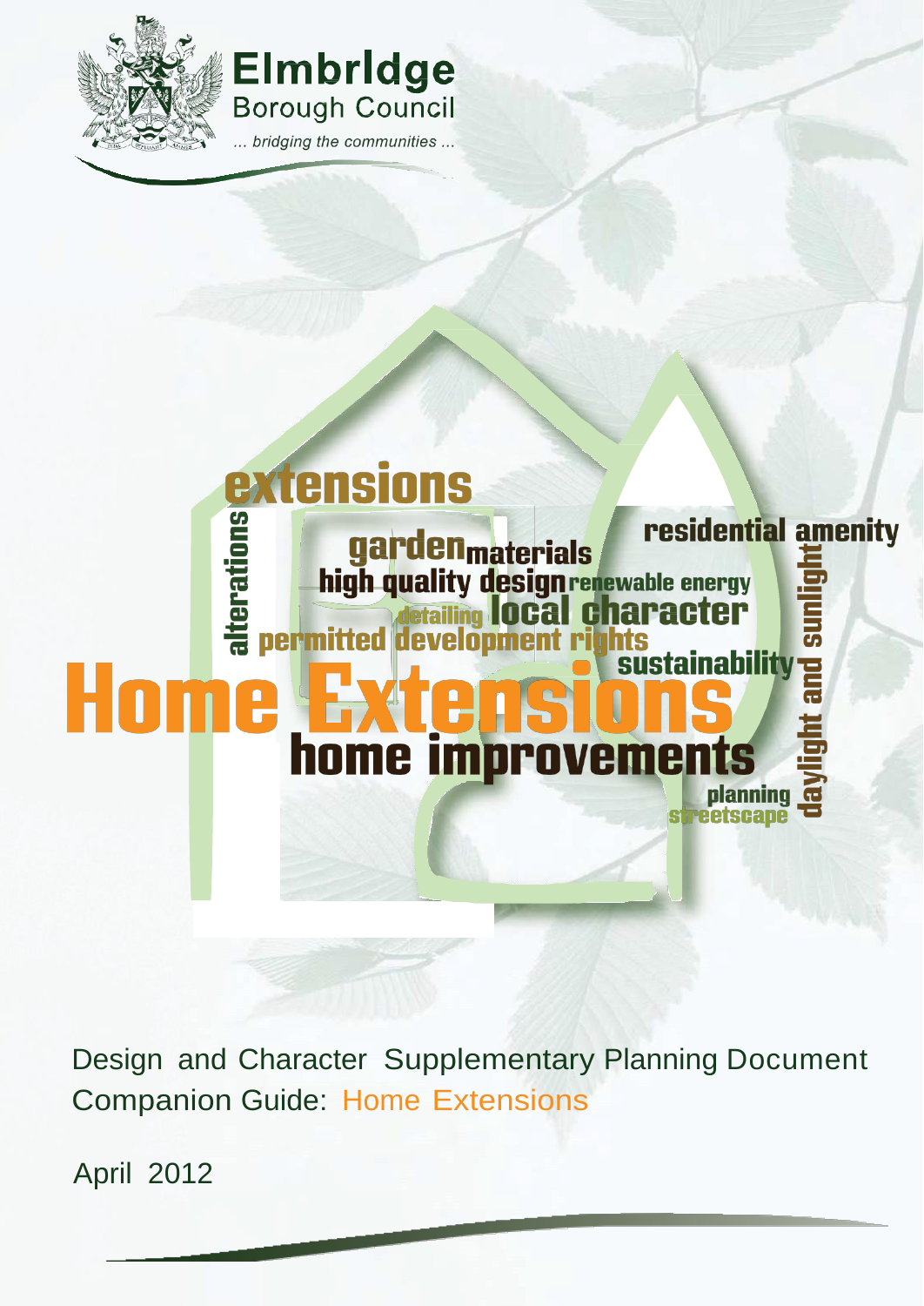Elmbridge Borough Council

... bridging the communities ...

extensions alterations garden materials high quality design renewable energy residential amenity detailing local character permitted development rights sustainability daylight and sunlight

# Home Extensions

home improvements planning streetscape

Design and Character Supplementary Planning Document
Companion Guide: Home Extensions

April 2012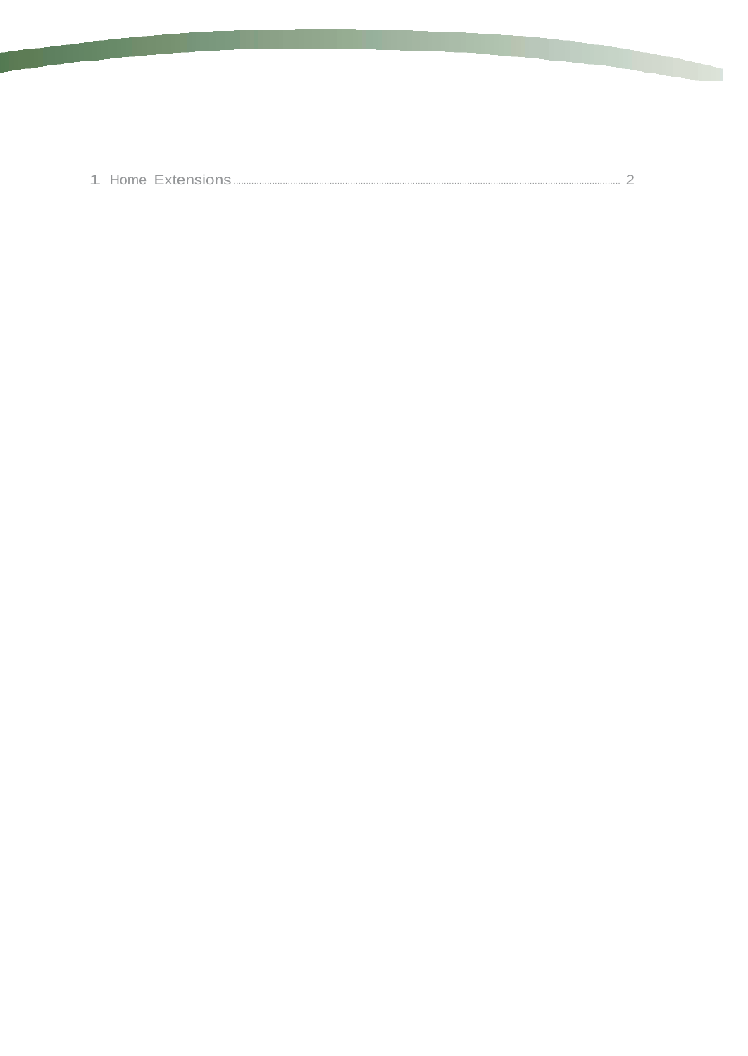1 Home Extensions .......................................................................................................................................................... 2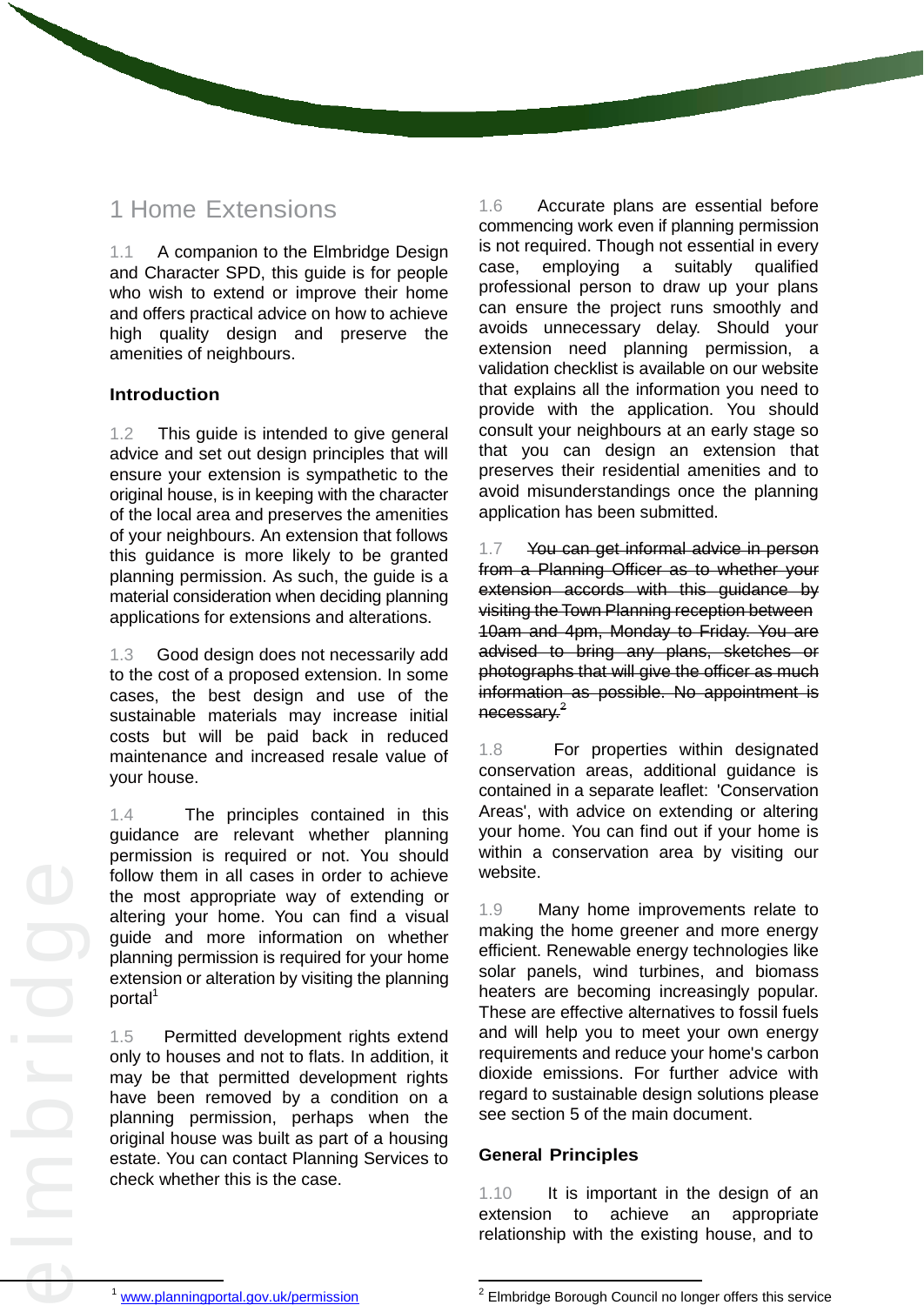# 1 Home Extensions

1.1 A companion to the Elmbridge Design and Character SPD, this guide is for people who wish to extend or improve their home and offers practical advice on how to achieve high quality design and preserve the amenities of neighbours.

**Introduction**

1.2 This guide is intended to give general advice and set out design principles that will ensure your extension is sympathetic to the original house, is in keeping with the character of the local area and preserves the amenities of your neighbours. An extension that follows this guidance is more likely to be granted planning permission. As such, the guide is a material consideration when deciding planning applications for extensions and alterations.

1.3 Good design does not necessarily add to the cost of a proposed extension. In some cases, the best design and use of the sustainable materials may increase initial costs but will be paid back in reduced maintenance and increased resale value of your house.

1.4 The principles contained in this guidance are relevant whether planning permission is required or not. You should follow them in all cases in order to achieve the most appropriate way of extending or altering your home. You can find a visual guide and more information on whether planning permission is required for your home extension or alteration by visiting the planning portal[1]

1.5 Permitted development rights extend only to houses and not to flats. In addition, it may be that permitted development rights have been removed by a condition on a planning permission, perhaps when the original house was built as part of a housing estate. You can contact Planning Services to check whether this is the case.

1.6 Accurate plans are essential before commencing work even if planning permission is not required. Though not essential in every case, employing a suitably qualified professional person to draw up your plans can ensure the project runs smoothly and avoids unnecessary delay. Should your extension need planning permission, a validation checklist is available on our website that explains all the information you need to provide with the application. You should consult your neighbours at an early stage so that you can design an extension that preserves their residential amenities and to avoid misunderstandings once the planning application has been submitted.

1.7 ~~You can get informal advice in person from a Planning Officer as to whether your extension accords with this guidance by visiting the Town Planning reception between 10am and 4pm, Monday to Friday. You are advised to bring any plans, sketches or photographs that will give the officer as much information as possible. No appointment is necessary.~~[2]

1.8 For properties within designated conservation areas, additional guidance is contained in a separate leaflet: 'Conservation Areas', with advice on extending or altering your home. You can find out if your home is within a conservation area by visiting our website.

1.9 Many home improvements relate to making the home greener and more energy efficient. Renewable energy technologies like solar panels, wind turbines, and biomass heaters are becoming increasingly popular. These are effective alternatives to fossil fuels and will help you to meet your own energy requirements and reduce your home's carbon dioxide emissions. For further advice with regard to sustainable design solutions please see section 5 of the main document.

**General Principles**

1.10 It is important in the design of an extension to achieve an appropriate relationship with the existing house, and to

---

[1] www.planningportal.gov.uk/permission

[2] Elmbridge Borough Council no longer offers this service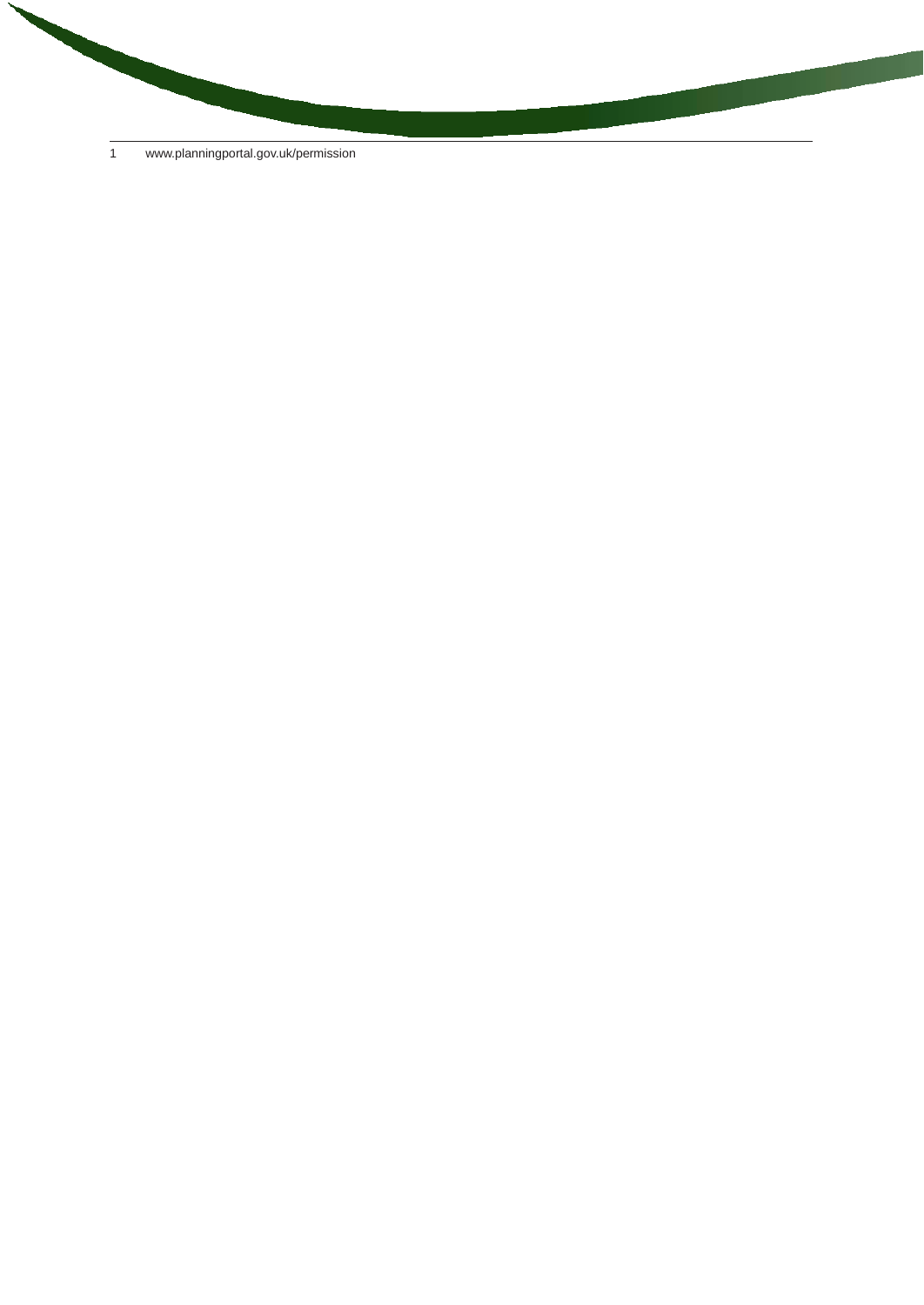1 www.planningportal.gov.uk/permission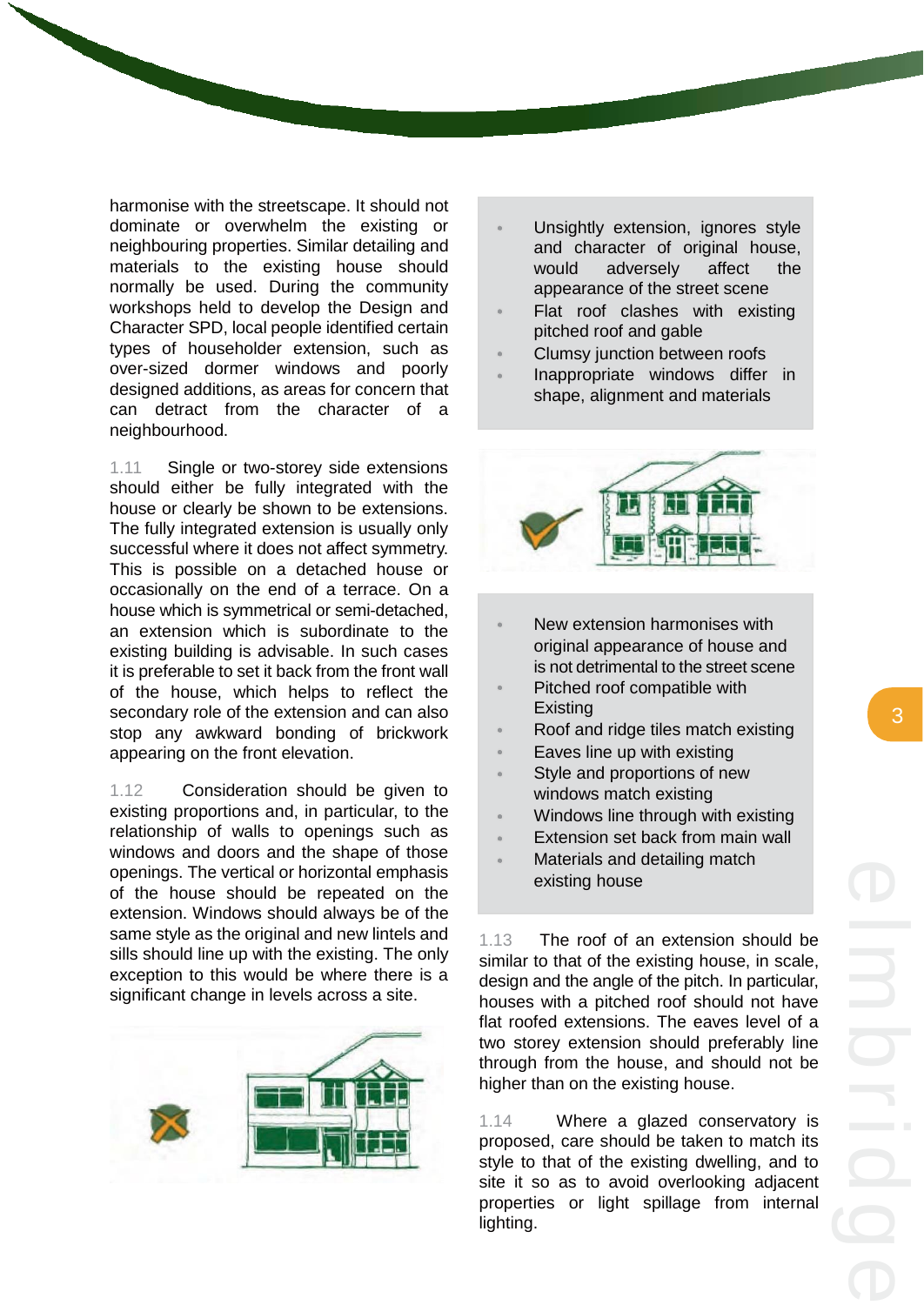harmonise with the streetscape. It should not dominate or overwhelm the existing or neighbouring properties. Similar detailing and materials to the existing house should normally be used. During the community workshops held to develop the Design and Character SPD, local people identified certain types of householder extension, such as over-sized dormer windows and poorly designed additions, as areas for concern that can detract from the character of a neighbourhood.

1.11 Single or two-storey side extensions should either be fully integrated with the house or clearly be shown to be extensions. The fully integrated extension is usually only successful where it does not affect symmetry. This is possible on a detached house or occasionally on the end of a terrace. On a house which is symmetrical or semi-detached, an extension which is subordinate to the existing building is advisable. In such cases it is preferable to set it back from the front wall of the house, which helps to reflect the secondary role of the extension and can also stop any awkward bonding of brickwork appearing on the front elevation.

1.12 Consideration should be given to existing proportions and, in particular, to the relationship of walls to openings such as windows and doors and the shape of those openings. The vertical or horizontal emphasis of the house should be repeated on the extension. Windows should always be of the same style as the original and new lintels and sills should line up with the existing. The only exception to this would be where there is a significant change in levels across a site.

- Unsightly extension, ignores style and character of original house, would adversely affect the appearance of the street scene
- Flat roof clashes with existing pitched roof and gable
- Clumsy junction between roofs
- Inappropriate windows differ in shape, alignment and materials

- New extension harmonises with original appearance of house and is not detrimental to the street scene
- Pitched roof compatible with Existing
- Roof and ridge tiles match existing
- Eaves line up with existing
- Style and proportions of new windows match existing
- Windows line through with existing
- Extension set back from main wall
- Materials and detailing match existing house

1.13 The roof of an extension should be similar to that of the existing house, in scale, design and the angle of the pitch. In particular, houses with a pitched roof should not have flat roofed extensions. The eaves level of a two storey extension should preferably line through from the house, and should not be higher than on the existing house.

1.14 Where a glazed conservatory is proposed, care should be taken to match its style to that of the existing dwelling, and to site it so as to avoid overlooking adjacent properties or light spillage from internal lighting.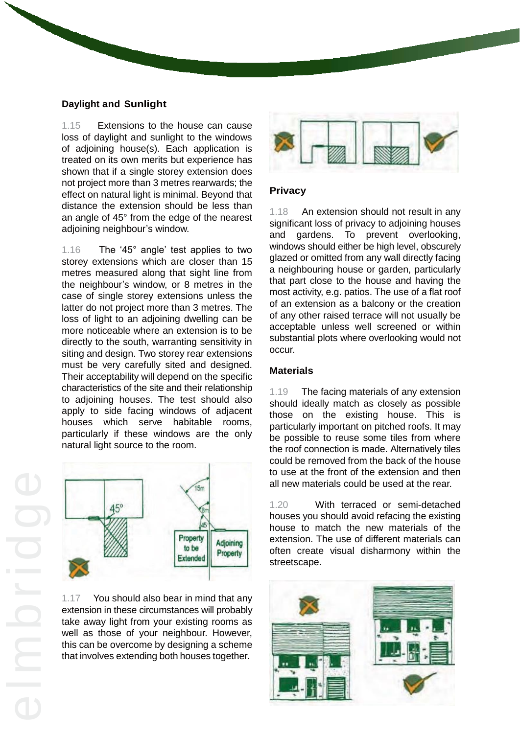## Daylight and Sunlight

1.15 Extensions to the house can cause loss of daylight and sunlight to the windows of adjoining house(s). Each application is treated on its own merits but experience has shown that if a single storey extension does not project more than 3 metres rearwards; the effect on natural light is minimal. Beyond that distance the extension should be less than an angle of 45° from the edge of the nearest adjoining neighbour's window.

1.16 The '45° angle' test applies to two storey extensions which are closer than 15 metres measured along that sight line from the neighbour's window, or 8 metres in the case of single storey extensions unless the latter do not project more than 3 metres. The loss of light to an adjoining dwelling can be more noticeable where an extension is to be directly to the south, warranting sensitivity in siting and design. Two storey rear extensions must be very carefully sited and designed. Their acceptability will depend on the specific characteristics of the site and their relationship to adjoining houses. The test should also apply to side facing windows of adjacent houses which serve habitable rooms, particularly if these windows are the only natural light source to the room.

1.17 You should also bear in mind that any extension in these circumstances will probably take away light from your existing rooms as well as those of your neighbour. However, this can be overcome by designing a scheme that involves extending both houses together.

## Privacy

1.18 An extension should not result in any significant loss of privacy to adjoining houses and gardens. To prevent overlooking, windows should either be high level, obscurely glazed or omitted from any wall directly facing a neighbouring house or garden, particularly that part close to the house and having the most activity, e.g. patios. The use of a flat roof of an extension as a balcony or the creation of any other raised terrace will not usually be acceptable unless well screened or within substantial plots where overlooking would not occur.

## Materials

1.19 The facing materials of any extension should ideally match as closely as possible those on the existing house. This is particularly important on pitched roofs. It may be possible to reuse some tiles from where the roof connection is made. Alternatively tiles could be removed from the back of the house to use at the front of the extension and then all new materials could be used at the rear.

1.20 With terraced or semi-detached houses you should avoid refacing the existing house to match the new materials of the extension. The use of different materials can often create visual disharmony within the streetscape.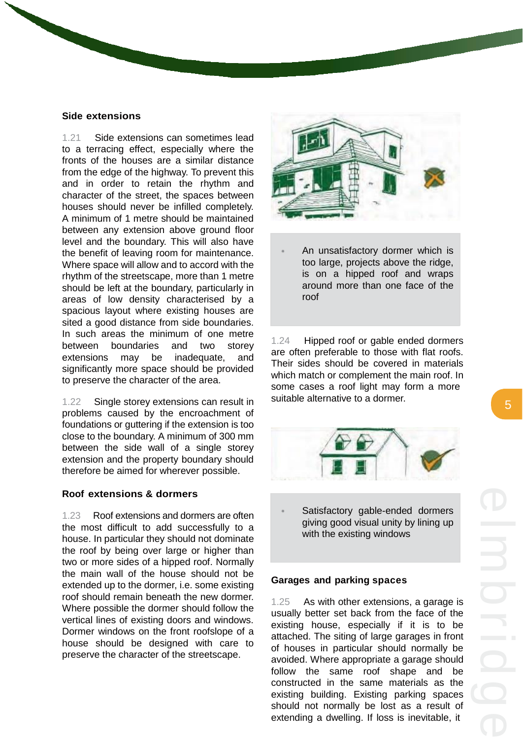## Side extensions

1.21 Side extensions can sometimes lead to a terracing effect, especially where the fronts of the houses are a similar distance from the edge of the highway. To prevent this and in order to retain the rhythm and character of the street, the spaces between houses should never be infilled completely. A minimum of 1 metre should be maintained between any extension above ground floor level and the boundary. This will also have the benefit of leaving room for maintenance. Where space will allow and to accord with the rhythm of the streetscape, more than 1 metre should be left at the boundary, particularly in areas of low density characterised by a spacious layout where existing houses are sited a good distance from side boundaries. In such areas the minimum of one metre between boundaries and two storey extensions may be inadequate, and significantly more space should be provided to preserve the character of the area.

1.22 Single storey extensions can result in problems caused by the encroachment of foundations or guttering if the extension is too close to the boundary. A minimum of 300 mm between the side wall of a single storey extension and the property boundary should therefore be aimed for wherever possible.

## Roof extensions & dormers

1.23 Roof extensions and dormers are often the most difficult to add successfully to a house. In particular they should not dominate the roof by being over large or higher than two or more sides of a hipped roof. Normally the main wall of the house should not be extended up to the dormer, i.e. some existing roof should remain beneath the new dormer. Where possible the dormer should follow the vertical lines of existing doors and windows. Dormer windows on the front roofslope of a house should be designed with care to preserve the character of the streetscape.

- An unsatisfactory dormer which is too large, projects above the ridge, is on a hipped roof and wraps around more than one face of the roof

1.24 Hipped roof or gable ended dormers are often preferable to those with flat roofs. Their sides should be covered in materials which match or complement the main roof. In some cases a roof light may form a more suitable alternative to a dormer.

- Satisfactory gable-ended dormers giving good visual unity by lining up with the existing windows

## Garages and parking spaces

1.25 As with other extensions, a garage is usually better set back from the face of the existing house, especially if it is to be attached. The siting of large garages in front of houses in particular should normally be avoided. Where appropriate a garage should follow the same roof shape and be constructed in the same materials as the existing building. Existing parking spaces should not normally be lost as a result of extending a dwelling. If loss is inevitable, it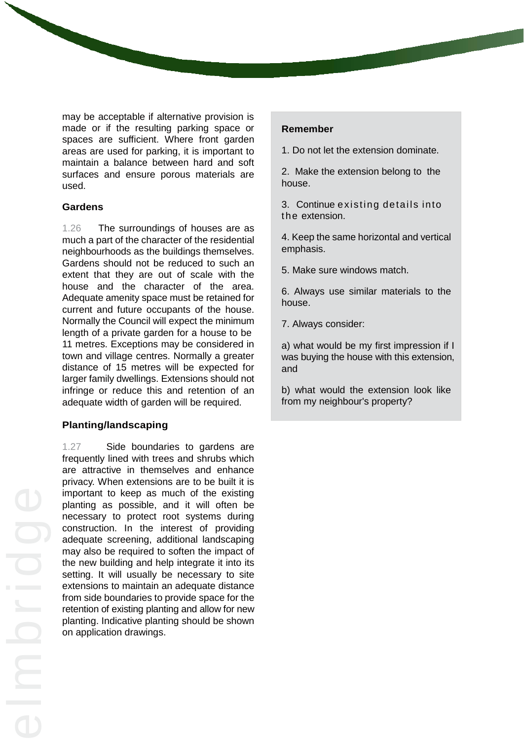may be acceptable if alternative provision is made or if the resulting parking space or spaces are sufficient. Where front garden areas are used for parking, it is important to maintain a balance between hard and soft surfaces and ensure porous materials are used.

### Gardens

1.26 The surroundings of houses are as much a part of the character of the residential neighbourhoods as the buildings themselves. Gardens should not be reduced to such an extent that they are out of scale with the house and the character of the area. Adequate amenity space must be retained for current and future occupants of the house. Normally the Council will expect the minimum length of a private garden for a house to be 11 metres. Exceptions may be considered in town and village centres. Normally a greater distance of 15 metres will be expected for larger family dwellings. Extensions should not infringe or reduce this and retention of an adequate width of garden will be required.

### Planting/landscaping

1.27 Side boundaries to gardens are frequently lined with trees and shrubs which are attractive in themselves and enhance privacy. When extensions are to be built it is important to keep as much of the existing planting as possible, and it will often be necessary to protect root systems during construction. In the interest of providing adequate screening, additional landscaping may also be required to soften the impact of the new building and help integrate it into its setting. It will usually be necessary to site extensions to maintain an adequate distance from side boundaries to provide space for the retention of existing planting and allow for new planting. Indicative planting should be shown on application drawings.

**Remember**

1. Do not let the extension dominate.

2. Make the extension belong to the house.

3. Continue existing details into the extension.

4. Keep the same horizontal and vertical emphasis.

5. Make sure windows match.

6. Always use similar materials to the house.

7. Always consider:

a) what would be my first impression if I was buying the house with this extension, and

b) what would the extension look like from my neighbour's property?